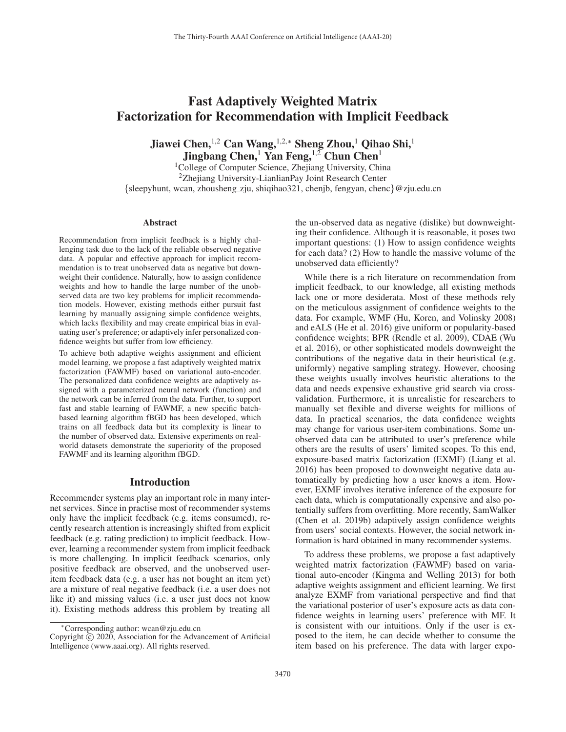# Fast Adaptively Weighted Matrix Factorization for Recommendation with Implicit Feedback

**Jiawei Chen,[1,2] Can Wang,[1,2,*] Sheng Zhou,[1] Qihao Shi,[1] Jingbang Chen,[1] Yan Feng,[1,2] Chun Chen[1]**

[1]College of Computer Science, Zhejiang University, China
[2]Zhejiang University-LianlianPay Joint Research Center
{sleepyhunt, wcan, zhousheng_zju, shiqihao321, chenjb, fengyan, chenc}@zju.edu.cn

## Abstract

Recommendation from implicit feedback is a highly challenging task due to the lack of the reliable observed negative data. A popular and effective approach for implicit recommendation is to treat unobserved data as negative but downweight their confidence. Naturally, how to assign confidence weights and how to handle the large number of the unobserved data are two key problems for implicit recommendation models. However, existing methods either pursuit fast learning by manually assigning simple confidence weights, which lacks flexibility and may create empirical bias in evaluating user's preference; or adaptively infer personalized confidence weights but suffer from low efficiency.

To achieve both adaptive weights assignment and efficient model learning, we propose a fast adaptively weighted matrix factorization (FAWMF) based on variational auto-encoder. The personalized data confidence weights are adaptively assigned with a parameterized neural network (function) and the network can be inferred from the data. Further, to support fast and stable learning of FAWMF, a new specific batch-based learning algorithm fBGD has been developed, which trains on all feedback data but its complexity is linear to the number of observed data. Extensive experiments on real-world datasets demonstrate the superiority of the proposed FAWMF and its learning algorithm fBGD.

## Introduction

Recommender systems play an important role in many internet services. Since in practise most of recommender systems only have the implicit feedback (e.g. items consumed), recently research attention is increasingly shifted from explicit feedback (e.g. rating prediction) to implicit feedback. However, learning a recommender system from implicit feedback is more challenging. In implicit feedback scenarios, only positive feedback are observed, and the unobserved user-item feedback data (e.g. a user has not bought an item yet) are a mixture of real negative feedback (i.e. a user does not like it) and missing values (i.e. a user just does not know it). Existing methods address this problem by treating all the un-observed data as negative (dislike) but downweighting their confidence. Although it is reasonable, it poses two important questions: (1) How to assign confidence weights for each data? (2) How to handle the massive volume of the unobserved data efficiently?

While there is a rich literature on recommendation from implicit feedback, to our knowledge, all existing methods lack one or more desiderata. Most of these methods rely on the meticulous assignment of confidence weights to the data. For example, WMF (Hu, Koren, and Volinsky 2008) and eALS (He et al. 2016) give uniform or popularity-based confidence weights; BPR (Rendle et al. 2009), CDAE (Wu et al. 2016), or other sophisticated models downweight the contributions of the negative data in their heuristical (e.g. uniformly) negative sampling strategy. However, choosing these weights usually involves heuristic alterations to the data and needs expensive exhaustive grid search via cross-validation. Furthermore, it is unrealistic for researchers to manually set flexible and diverse weights for millions of data. In practical scenarios, the data confidence weights may change for various user-item combinations. Some unobserved data can be attributed to user's preference while others are the results of users' limited scopes. To this end, exposure-based matrix factorization (EXMF) (Liang et al. 2016) has been proposed to downweight negative data automatically by predicting how a user knows a item. However, EXMF involves iterative inference of the exposure for each data, which is computationally expensive and also potentially suffers from overfitting. More recently, SamWalker (Chen et al. 2019b) adaptively assign confidence weights from users' social contexts. However, the social network information is hard obtained in many recommender systems.

To address these problems, we propose a fast adaptively weighted matrix factorization (FAWMF) based on variational auto-encoder (Kingma and Welling 2013) for both adaptive weights assignment and efficient learning. We first analyze EXMF from variational perspective and find that the variational posterior of user's exposure acts as data confidence weights in learning users' preference with MF. It is consistent with our intuitions. Only if the user is exposed to the item, he can decide whether to consume the item based on his preference. The data with larger expo-

---

*Corresponding author: wcan@zju.edu.cn
Copyright © 2020, Association for the Advancement of Artificial Intelligence (www.aaai.org). All rights reserved.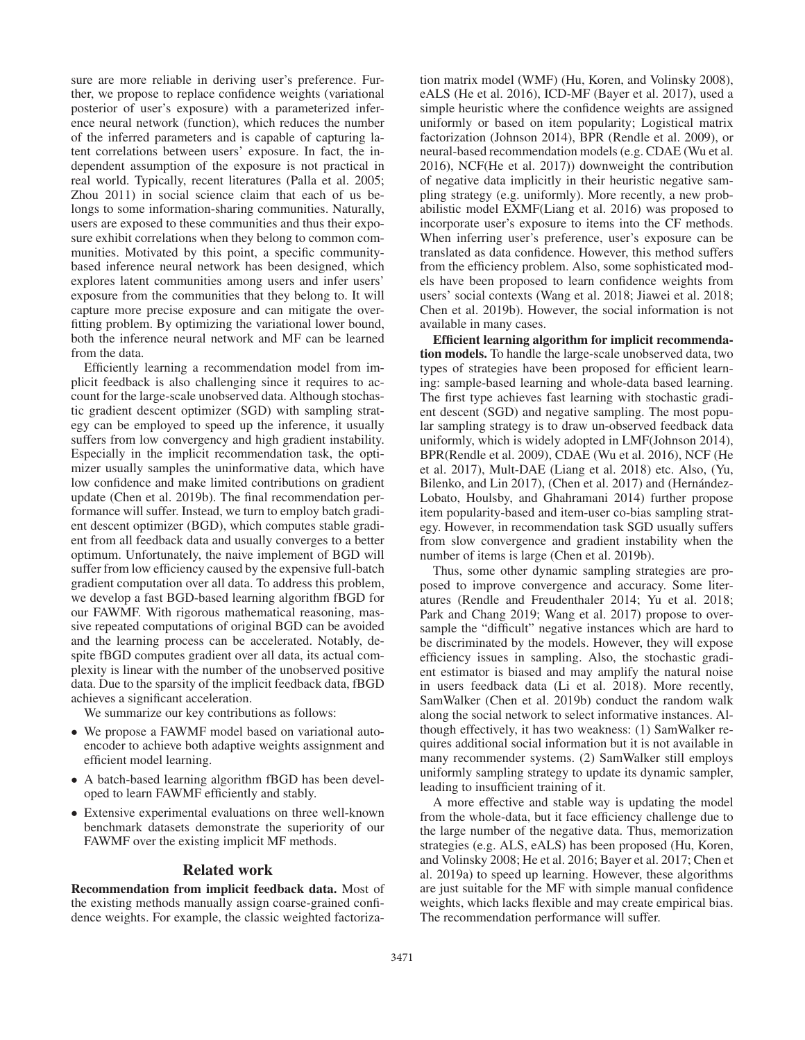sure are more reliable in deriving user's preference. Further, we propose to replace confidence weights (variational posterior of user's exposure) with a parameterized inference neural network (function), which reduces the number of the inferred parameters and is capable of capturing latent correlations between users' exposure. In fact, the independent assumption of the exposure is not practical in real world. Typically, recent literatures (Palla et al. 2005; Zhou 2011) in social science claim that each of us belongs to some information-sharing communities. Naturally, users are exposed to these communities and thus their exposure exhibit correlations when they belong to common communities. Motivated by this point, a specific community-based inference neural network has been designed, which explores latent communities among users and infer users' exposure from the communities that they belong to. It will capture more precise exposure and can mitigate the overfitting problem. By optimizing the variational lower bound, both the inference neural network and MF can be learned from the data.

Efficiently learning a recommendation model from implicit feedback is also challenging since it requires to account for the large-scale unobserved data. Although stochastic gradient descent optimizer (SGD) with sampling strategy can be employed to speed up the inference, it usually suffers from low convergency and high gradient instability. Especially in the implicit recommendation task, the optimizer usually samples the uninformative data, which have low confidence and make limited contributions on gradient update (Chen et al. 2019b). The final recommendation performance will suffer. Instead, we turn to employ batch gradient descent optimizer (BGD), which computes stable gradient from all feedback data and usually converges to a better optimum. Unfortunately, the naive implement of BGD will suffer from low efficiency caused by the expensive full-batch gradient computation over all data. To address this problem, we develop a fast BGD-based learning algorithm fBGD for our FAWMF. With rigorous mathematical reasoning, massive repeated computations of original BGD can be avoided and the learning process can be accelerated. Notably, despite fBGD computes gradient over all data, its actual complexity is linear with the number of the unobserved positive data. Due to the sparsity of the implicit feedback data, fBGD achieves a significant acceleration.

We summarize our key contributions as follows:

- We propose a FAWMF model based on variational autoencoder to achieve both adaptive weights assignment and efficient model learning.
- A batch-based learning algorithm fBGD has been developed to learn FAWMF efficiently and stably.
- Extensive experimental evaluations on three well-known benchmark datasets demonstrate the superiority of our FAWMF over the existing implicit MF methods.

## Related work

**Recommendation from implicit feedback data.** Most of the existing methods manually assign coarse-grained confidence weights. For example, the classic weighted factorization matrix model (WMF) (Hu, Koren, and Volinsky 2008), eALS (He et al. 2016), ICD-MF (Bayer et al. 2017), used a simple heuristic where the confidence weights are assigned uniformly or based on item popularity; Logistical matrix factorization (Johnson 2014), BPR (Rendle et al. 2009), or neural-based recommendation models (e.g. CDAE (Wu et al. 2016), NCF(He et al. 2017)) downweight the contribution of negative data implicitly in their heuristic negative sampling strategy (e.g. uniformly). More recently, a new probabilistic model EXMF(Liang et al. 2016) was proposed to incorporate user's exposure to items into the CF methods. When inferring user's preference, user's exposure can be translated as data confidence. However, this method suffers from the efficiency problem. Also, some sophisticated models have been proposed to learn confidence weights from users' social contexts (Wang et al. 2018; Jiawei et al. 2018; Chen et al. 2019b). However, the social information is not available in many cases.

**Efficient learning algorithm for implicit recommendation models.** To handle the large-scale unobserved data, two types of strategies have been proposed for efficient learning: sample-based learning and whole-data based learning. The first type achieves fast learning with stochastic gradient descent (SGD) and negative sampling. The most popular sampling strategy is to draw un-observed feedback data uniformly, which is widely adopted in LMF(Johnson 2014), BPR(Rendle et al. 2009), CDAE (Wu et al. 2016), NCF (He et al. 2017), Mult-DAE (Liang et al. 2018) etc. Also, (Yu, Bilenko, and Lin 2017), (Chen et al. 2017) and (Hernández-Lobato, Houlsby, and Ghahramani 2014) further propose item popularity-based and item-user co-bias sampling strategy. However, in recommendation task SGD usually suffers from slow convergence and gradient instability when the number of items is large (Chen et al. 2019b).

Thus, some other dynamic sampling strategies are proposed to improve convergence and accuracy. Some literatures (Rendle and Freudenthaler 2014; Yu et al. 2018; Park and Chang 2019; Wang et al. 2017) propose to oversample the "difficult" negative instances which are hard to be discriminated by the models. However, they will expose efficiency issues in sampling. Also, the stochastic gradient estimator is biased and may amplify the natural noise in users feedback data (Li et al. 2018). More recently, SamWalker (Chen et al. 2019b) conduct the random walk along the social network to select informative instances. Although effectively, it has two weakness: (1) SamWalker requires additional social information but it is not available in many recommender systems. (2) SamWalker still employs uniformly sampling strategy to update its dynamic sampler, leading to insufficient training of it.

A more effective and stable way is updating the model from the whole-data, but it face efficiency challenge due to the large number of the negative data. Thus, memorization strategies (e.g. ALS, eALS) has been proposed (Hu, Koren, and Volinsky 2008; He et al. 2016; Bayer et al. 2017; Chen et al. 2019a) to speed up learning. However, these algorithms are just suitable for the MF with simple manual confidence weights, which lacks flexible and may create empirical bias. The recommendation performance will suffer.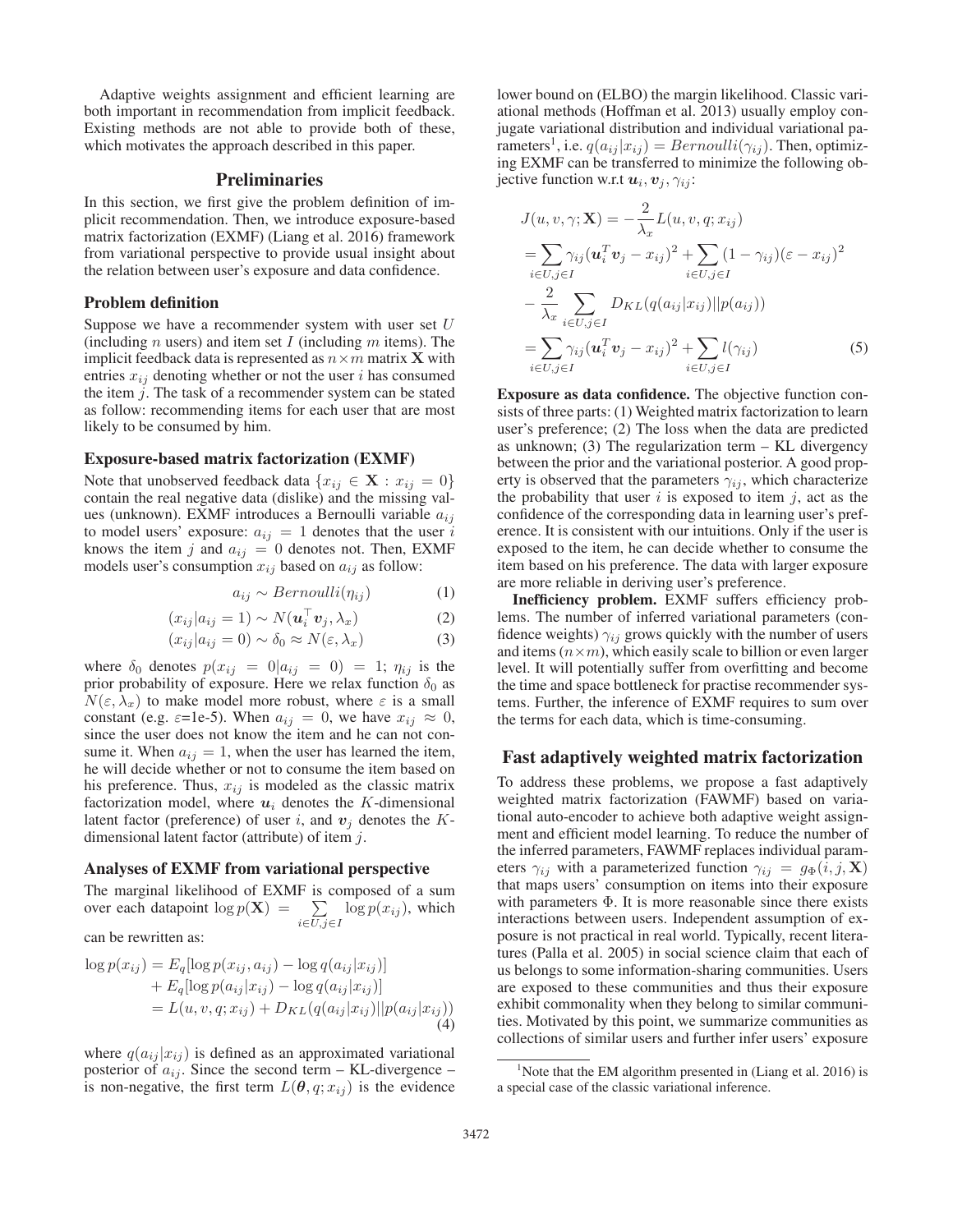Adaptive weights assignment and efficient learning are both important in recommendation from implicit feedback. Existing methods are not able to provide both of these, which motivates the approach described in this paper.

## Preliminaries

In this section, we first give the problem definition of implicit recommendation. Then, we introduce exposure-based matrix factorization (EXMF) (Liang et al. 2016) framework from variational perspective to provide usual insight about the relation between user's exposure and data confidence.

### Problem definition

Suppose we have a recommender system with user set $U$ (including $n$ users) and item set $I$ (including $m$ items). The implicit feedback data is represented as $n \times m$ matrix $\mathbf{X}$ with entries $x_{ij}$ denoting whether or not the user $i$ has consumed the item $j$. The task of a recommender system can be stated as follow: recommending items for each user that are most likely to be consumed by him.

### Exposure-based matrix factorization (EXMF)

Note that unobserved feedback data $\{x_{ij} \in \mathbf{X} : x_{ij} = 0\}$ contain the real negative data (dislike) and the missing values (unknown). EXMF introduces a Bernoulli variable $a_{ij}$ to model users' exposure: $a_{ij} = 1$ denotes that the user $i$ knows the item $j$ and $a_{ij} = 0$ denotes not. Then, EXMF models user's consumption $x_{ij}$ based on $a_{ij}$ as follow:

$$a_{ij} \sim Bernoulli(\eta_{ij}) \tag{1}$$

$$(x_{ij}|a_{ij} = 1) \sim N(\boldsymbol{u}_i^\top \boldsymbol{v}_j, \lambda_x) \tag{2}$$

$$(x_{ij}|a_{ij} = 0) \sim \delta_0 \approx N(\varepsilon, \lambda_x) \tag{3}$$

where $\delta_0$ denotes $p(x_{ij} = 0|a_{ij} = 0) = 1$; $\eta_{ij}$ is the prior probability of exposure. Here we relax function $\delta_0$ as $N(\varepsilon, \lambda_x)$ to make model more robust, where $\varepsilon$ is a small constant (e.g. $\varepsilon$=1e-5). When $a_{ij} = 0$, we have $x_{ij} \approx 0$, since the user does not know the item and he can not consume it. When $a_{ij} = 1$, when the user has learned the item, he will decide whether or not to consume the item based on his preference. Thus, $x_{ij}$ is modeled as the classic matrix factorization model, where $\boldsymbol{u}_i$ denotes the $K$-dimensional latent factor (preference) of user $i$, and $\boldsymbol{v}_j$ denotes the $K$-dimensional latent factor (attribute) of item $j$.

### Analyses of EXMF from variational perspective

The marginal likelihood of EXMF is composed of a sum over each datapoint $\log p(\mathbf{X}) = \sum_{i \in U, j \in I} \log p(x_{ij})$, which can be rewritten as:

$$\begin{aligned}
\log p(x_{ij}) &= E_q[\log p(x_{ij}, a_{ij}) - \log q(a_{ij}|x_{ij})] \\
&\quad + E_q[\log p(a_{ij}|x_{ij}) - \log q(a_{ij}|x_{ij})] \\
&= L(u, v, q; x_{ij}) + D_{KL}(q(a_{ij}|x_{ij})||p(a_{ij}|x_{ij}))
\end{aligned} \tag{4}$$

where $q(a_{ij}|x_{ij})$ is defined as an approximated variational posterior of $a_{ij}$. Since the second term – KL-divergence – is non-negative, the first term $L(\boldsymbol{\theta}, q; x_{ij})$ is the evidence lower bound on (ELBO) the margin likelihood. Classic variational methods (Hoffman et al. 2013) usually employ conjugate variational distribution and individual variational parameters[1], i.e. $q(a_{ij}|x_{ij}) = Bernoulli(\gamma_{ij})$. Then, optimizing EXMF can be transferred to minimize the following objective function w.r.t $\boldsymbol{u}_i, \boldsymbol{v}_j, \gamma_{ij}$:

$$\begin{aligned}
J(u, v, \gamma; \mathbf{X}) &= -\frac{2}{\lambda_x} L(u, v, q; x_{ij}) \\
&= \sum_{i \in U, j \in I} \gamma_{ij}(\boldsymbol{u}_i^T \boldsymbol{v}_j - x_{ij})^2 + \sum_{i \in U, j \in I} (1 - \gamma_{ij})(\varepsilon - x_{ij})^2 \\
&\quad - \frac{2}{\lambda_x} \sum_{i \in U, j \in I} D_{KL}(q(a_{ij}|x_{ij})||p(a_{ij})) \\
&= \sum_{i \in U, j \in I} \gamma_{ij}(\boldsymbol{u}_i^T \boldsymbol{v}_j - x_{ij})^2 + \sum_{i \in U, j \in I} l(\gamma_{ij})
\end{aligned} \tag{5}$$

**Exposure as data confidence.** The objective function consists of three parts: (1) Weighted matrix factorization to learn user's preference; (2) The loss when the data are predicted as unknown; (3) The regularization term – KL divergency between the prior and the variational posterior. A good property is observed that the parameters $\gamma_{ij}$, which characterize the probability that user $i$ is exposed to item $j$, act as the confidence of the corresponding data in learning user's preference. It is consistent with our intuitions. Only if the user is exposed to the item, he can decide whether to consume the item based on his preference. The data with larger exposure are more reliable in deriving user's preference.

**Inefficiency problem.** EXMF suffers efficiency problems. The number of inferred variational parameters (confidence weights) $\gamma_{ij}$ grows quickly with the number of users and items ($n \times m$), which easily scale to billion or even larger level. It will potentially suffer from overfitting and become the time and space bottleneck for practise recommender systems. Further, the inference of EXMF requires to sum over the terms for each data, which is time-consuming.

## Fast adaptively weighted matrix factorization

To address these problems, we propose a fast adaptively weighted matrix factorization (FAWMF) based on variational auto-encoder to achieve both adaptive weight assignment and efficient model learning. To reduce the number of the inferred parameters, FAWMF replaces individual parameters $\gamma_{ij}$ with a parameterized function $\gamma_{ij} = g_\Phi(i, j, \mathbf{X})$ that maps users' consumption on items into their exposure with parameters $\Phi$. It is more reasonable since there exists interactions between users. Independent assumption of exposure is not practical in real world. Typically, recent literatures (Palla et al. 2005) in social science claim that each of us belongs to some information-sharing communities. Users are exposed to these communities and thus their exposure exhibit commonality when they belong to similar communities. Motivated by this point, we summarize communities as collections of similar users and further infer users' exposure

[1] Note that the EM algorithm presented in (Liang et al. 2016) is a special case of the classic variational inference.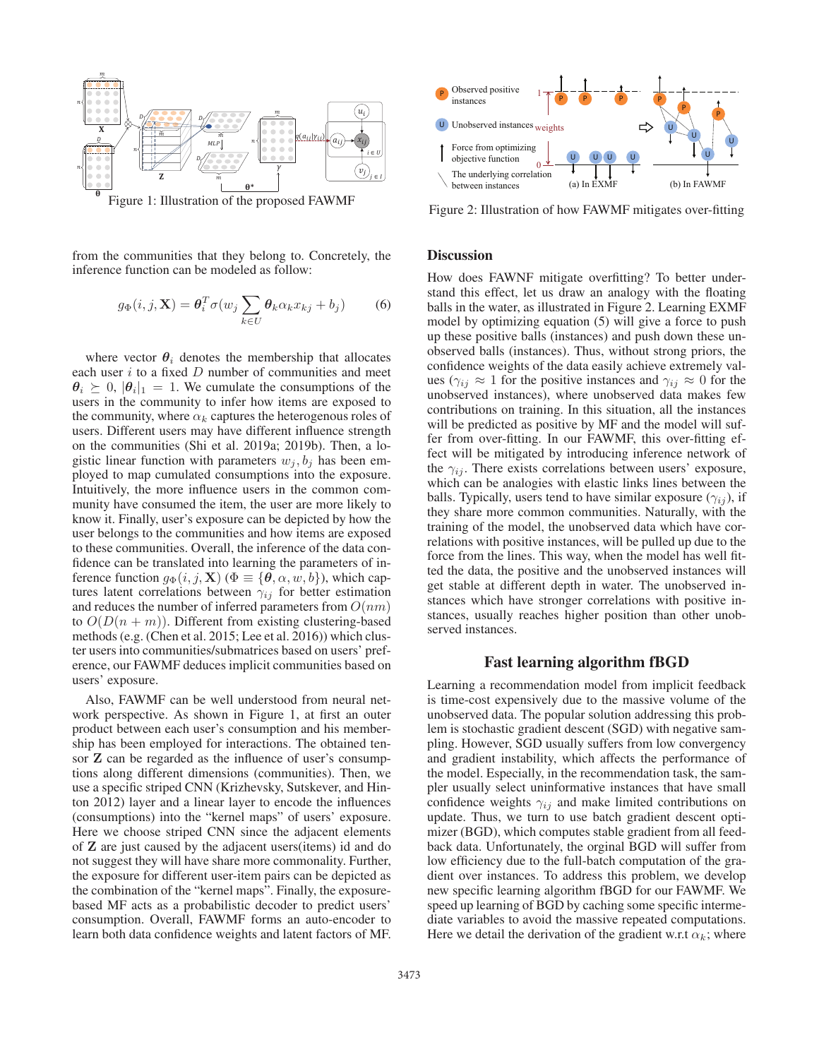Figure 1: Illustration of the proposed FAWMF

Figure 2: Illustration of how FAWMF mitigates over-fitting

from the communities that they belong to. Concretely, the inference function can be modeled as follow:

$$g_\Phi(i,j,\mathbf{X}) = \boldsymbol{\theta}_i^T \sigma(w_j \sum_{k\in U} \boldsymbol{\theta}_k \alpha_k x_{kj} + b_j) \tag{6}$$

where vector $\boldsymbol{\theta}_i$ denotes the membership that allocates each user $i$ to a fixed $D$ number of communities and meet $\boldsymbol{\theta}_i \succeq 0$, $|\boldsymbol{\theta}_i|_1 = 1$. We cumulate the consumptions of the users in the community to infer how items are exposed to the community, where $\alpha_k$ captures the heterogenous roles of users. Different users may have different influence strength on the communities (Shi et al. 2019a; 2019b). Then, a logistic linear function with parameters $w_j, b_j$ has been employed to map cumulated consumptions into the exposure. Intuitively, the more influence users in the common community have consumed the item, the user are more likely to know it. Finally, user's exposure can be depicted by how the user belongs to the communities and how items are exposed to these communities. Overall, the inference of the data confidence can be translated into learning the parameters of inference function $g_\Phi(i,j,\mathbf{X})$ ($\Phi \equiv \{\boldsymbol{\theta}, \alpha, w, b\}$), which captures latent correlations between $\gamma_{ij}$ for better estimation and reduces the number of inferred parameters from $O(nm)$ to $O(D(n+m))$. Different from existing clustering-based methods (e.g. (Chen et al. 2015; Lee et al. 2016)) which cluster users into communities/submatrices based on users' preference, our FAWMF deduces implicit communities based on users' exposure.

Also, FAWMF can be well understood from neural network perspective. As shown in Figure 1, at first an outer product between each user's consumption and his membership has been employed for interactions. The obtained tensor $\mathbf{Z}$ can be regarded as the influence of user's consumptions along different dimensions (communities). Then, we use a specific striped CNN (Krizhevsky, Sutskever, and Hinton 2012) layer and a linear layer to encode the influences (consumptions) into the "kernel maps" of users' exposure. Here we choose striped CNN since the adjacent elements of $\mathbf{Z}$ are just caused by the adjacent users(items) id and do not suggest they will have share more commonality. Further, the exposure for different user-item pairs can be depicted as the combination of the "kernel maps". Finally, the exposure-based MF acts as a probabilistic decoder to predict users' consumption. Overall, FAWMF forms an auto-encoder to learn both data confidence weights and latent factors of MF.

## Discussion

How does FAWNF mitigate overfitting? To better understand this effect, let us draw an analogy with the floating balls in the water, as illustrated in Figure 2. Learning EXMF model by optimizing equation (5) will give a force to push up these positive balls (instances) and push down these unobserved balls (instances). Thus, without strong priors, the confidence weights of the data easily achieve extremely values ($\gamma_{ij} \approx 1$ for the positive instances and $\gamma_{ij} \approx 0$ for the unobserved instances), where unobserved data makes few contributions on training. In this situation, all the instances will be predicted as positive by MF and the model will suffer from over-fitting. In our FAWMF, this over-fitting effect will be mitigated by introducing inference network of the $\gamma_{ij}$. There exists correlations between users' exposure, which can be analogies with elastic links lines between the balls. Typically, users tend to have similar exposure ($\gamma_{ij}$), if they share more common communities. Naturally, with the training of the model, the unobserved data which have correlations with positive instances, will be pulled up due to the force from the lines. This way, when the model has well fitted the data, the positive and the unobserved instances will get stable at different depth in water. The unobserved instances which have stronger correlations with positive instances, usually reaches higher position than other unobserved instances.

## Fast learning algorithm fBGD

Learning a recommendation model from implicit feedback is time-cost expensively due to the massive volume of the unobserved data. The popular solution addressing this problem is stochastic gradient descent (SGD) with negative sampling. However, SGD usually suffers from low convergency and gradient instability, which affects the performance of the model. Especially, in the recommendation task, the sampler usually select uninformative instances that have small confidence weights $\gamma_{ij}$ and make limited contributions on update. Thus, we turn to use batch gradient descent optimizer (BGD), which computes stable gradient from all feedback data. Unfortunately, the orginal BGD will suffer from low efficiency due to the full-batch computation of the gradient over instances. To address this problem, we develop new specific learning algorithm fBGD for our FAWMF. We speed up learning of BGD by caching some specific intermediate variables to avoid the massive repeated computations. Here we detail the derivation of the gradient w.r.t $\alpha_k$; where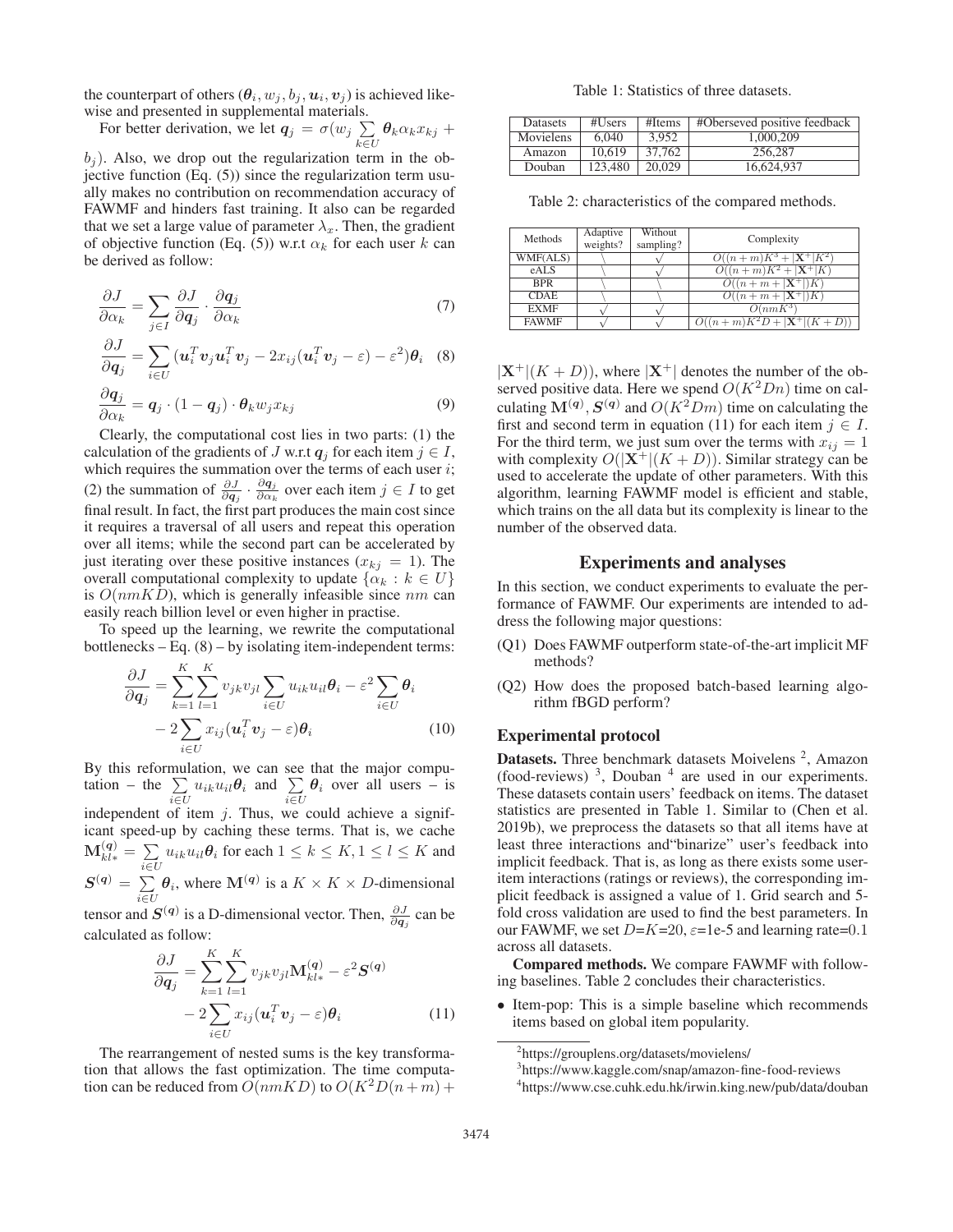the counterpart of others ($\boldsymbol{\theta}_i, w_j, b_j, \boldsymbol{u}_i, \boldsymbol{v}_j$) is achieved likewise and presented in supplemental materials.

For better derivation, we let $\boldsymbol{q}_j = \sigma(w_j \sum_{k \in U} \boldsymbol{\theta}_k \alpha_k x_{kj} + b_j)$. Also, we drop out the regularization term in the objective function (Eq. (5)) since the regularization term usually makes no contribution on recommendation accuracy of FAWMF and hinders fast training. It also can be regarded that we set a large value of parameter $\lambda_x$. Then, the gradient of objective function (Eq. (5)) w.r.t $\alpha_k$ for each user $k$ can be derived as follow:

$$\frac{\partial J}{\partial \alpha_k} = \sum_{j \in I} \frac{\partial J}{\partial \boldsymbol{q}_j} \cdot \frac{\partial \boldsymbol{q}_j}{\partial \alpha_k} \tag{7}$$

$$\frac{\partial J}{\partial \boldsymbol{q}_j} = \sum_{i \in U} (\boldsymbol{u}_i^T \boldsymbol{v}_j \boldsymbol{u}_i^T \boldsymbol{v}_j - 2x_{ij}(\boldsymbol{u}_i^T \boldsymbol{v}_j - \varepsilon) - \varepsilon^2)\boldsymbol{\theta}_i \tag{8}$$

$$\frac{\partial \boldsymbol{q}_j}{\partial \alpha_k} = \boldsymbol{q}_j \cdot (1 - \boldsymbol{q}_j) \cdot \boldsymbol{\theta}_k w_j x_{kj} \tag{9}$$

Clearly, the computational cost lies in two parts: (1) the calculation of the gradients of $J$ w.r.t $\boldsymbol{q}_j$ for each item $j \in I$, which requires the summation over the terms of each user $i$; (2) the summation of $\frac{\partial J}{\partial \boldsymbol{q}_j} \cdot \frac{\partial \boldsymbol{q}_j}{\partial \alpha_k}$ over each item $j \in I$ to get final result. In fact, the first part produces the main cost since it requires a traversal of all users and repeat this operation over all items; while the second part can be accelerated by just iterating over these positive instances ($x_{kj} = 1$). The overall computational complexity to update $\{\alpha_k : k \in U\}$ is $O(nmKD)$, which is generally infeasible since $nm$ can easily reach billion level or even higher in practise.

To speed up the learning, we rewrite the computational bottlenecks – Eq. (8) – by isolating item-independent terms:

$$\begin{aligned}\frac{\partial J}{\partial \boldsymbol{q}_j} = & \sum_{k=1}^{K} \sum_{l=1}^{K} v_{jk} v_{jl} \sum_{i \in U} u_{ik} u_{il} \boldsymbol{\theta}_i - \varepsilon^2 \sum_{i \in U} \boldsymbol{\theta}_i \\ & - 2 \sum_{i \in U} x_{ij} (\boldsymbol{u}_i^T \boldsymbol{v}_j - \varepsilon) \boldsymbol{\theta}_i \end{aligned} \tag{10}$$

By this reformulation, we can see that the major computation – the $\sum_{i \in U} u_{ik} u_{il} \boldsymbol{\theta}_i$ and $\sum_{i \in U} \boldsymbol{\theta}_i$ over all users – is independent of item $j$. Thus, we could achieve a significant speed-up by caching these terms. That is, we cache $\mathbf{M}^{(\boldsymbol{q})}_{kl*} = \sum_{i \in U} u_{ik} u_{il} \boldsymbol{\theta}_i$ for each $1 \le k \le K, 1 \le l \le K$ and $\boldsymbol{S}^{(\boldsymbol{q})} = \sum_{i \in U} \boldsymbol{\theta}_i$, where $\mathbf{M}^{(\boldsymbol{q})}$ is a $K \times K \times D$-dimensional tensor and $\boldsymbol{S}^{(\boldsymbol{q})}$ is a D-dimensional vector. Then, $\frac{\partial J}{\partial \boldsymbol{q}_j}$ can be calculated as follow:

$$\begin{aligned}\frac{\partial J}{\partial \boldsymbol{q}_j} = & \sum_{k=1}^{K} \sum_{l=1}^{K} v_{jk} v_{jl} \mathbf{M}^{(\boldsymbol{q})}_{kl*} - \varepsilon^2 \boldsymbol{S}^{(\boldsymbol{q})} \\ & - 2 \sum_{i \in U} x_{ij} (\boldsymbol{u}_i^T \boldsymbol{v}_j - \varepsilon) \boldsymbol{\theta}_i \end{aligned} \tag{11}$$

The rearrangement of nested sums is the key transformation that allows the fast optimization. The time computation can be reduced from $O(nmKD)$ to $O(K^2D(n+m) + |\mathbf{X}^+|(K+D))$, where $|\mathbf{X}^+|$ denotes the number of the observed positive data. Here we spend $O(K^2Dn)$ time on calculating $\mathbf{M}^{(\boldsymbol{q})}, \boldsymbol{S}^{(\boldsymbol{q})}$ and $O(K^2Dm)$ time on calculating the first and second term in equation (11) for each item $j \in I$. For the third term, we just sum over the terms with $x_{ij} = 1$ with complexity $O(|\mathbf{X}^+|(K+D))$. Similar strategy can be used to accelerate the update of other parameters. With this algorithm, learning FAWMF model is efficient and stable, which trains on the all data but its complexity is linear to the number of the observed data.

Table 1: Statistics of three datasets.

| Datasets | #Users | #Items | #Oberseved positive feedback |
|---|---|---|---|
| Movielens | 6,040 | 3,952 | 1,000,209 |
| Amazon | 10,619 | 37,762 | 256,287 |
| Douban | 123,480 | 20,029 | 16,624,937 |

Table 2: characteristics of the compared methods.

| Methods | Adaptive weights? | Without sampling? | Complexity |
|---|---|---|---|
| WMF(ALS) | \ | √ | $O((n+m)K^3 + \|\mathbf{X}^+\|K^2)$ |
| eALS | \ | √ | $O((n+m)K^2 + \|\mathbf{X}^+\|K)$ |
| BPR | \ | \ | $O((n+m+\|\mathbf{X}^+\|)K)$ |
| CDAE | \ | \ | $O((n+m+\|\mathbf{X}^+\|)K)$ |
| EXMF | √ | √ | $O(nmK^3)$ |
| FAWMF | √ | √ | $O((n+m)K^2D + \|\mathbf{X}^+\|(K+D))$ |

## Experiments and analyses

In this section, we conduct experiments to evaluate the performance of FAWMF. Our experiments are intended to address the following major questions:

(Q1) Does FAWMF outperform state-of-the-art implicit MF methods?

(Q2) How does the proposed batch-based learning algorithm fBGD perform?

### Experimental protocol

**Datasets.** Three benchmark datasets Moivelens [2], Amazon (food-reviews) [3], Douban [4] are used in our experiments. These datasets contain users' feedback on items. The dataset statistics are presented in Table 1. Similar to (Chen et al. 2019b), we preprocess the datasets so that all items have at least three interactions and"binarize" user's feedback into implicit feedback. That is, as long as there exists some user-item interactions (ratings or reviews), the corresponding implicit feedback is assigned a value of 1. Grid search and 5-fold cross validation are used to find the best parameters. In our FAWMF, we set $D$=$K$=20, $\varepsilon$=1e-5 and learning rate=0.1 across all datasets.

**Compared methods.** We compare FAWMF with following baselines. Table 2 concludes their characteristics.

- Item-pop: This is a simple baseline which recommends items based on global item popularity.

[2]https://grouplens.org/datasets/movielens/

[3]https://www.kaggle.com/snap/amazon-fine-food-reviews

[4]https://www.cse.cuhk.edu.hk/irwin.king.new/pub/data/douban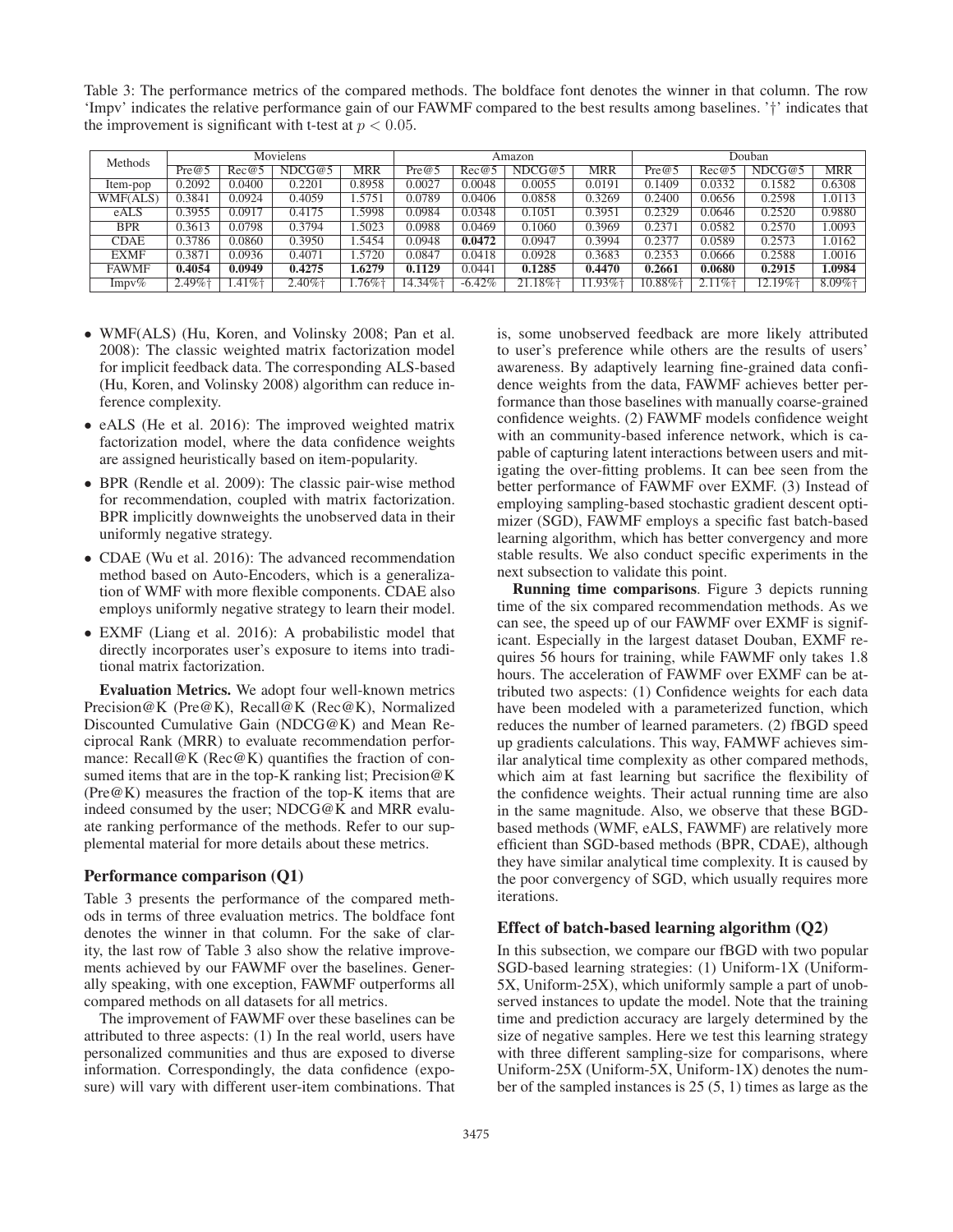Table 3: The performance metrics of the compared methods. The boldface font denotes the winner in that column. The row 'Impv' indicates the relative performance gain of our FAWMF compared to the best results among baselines. '†' indicates that the improvement is significant with t-test at $p < 0.05$.

| Methods | Movielens | | | | Amazon | | | | Douban | | | |
|---|---|---|---|---|---|---|---|---|---|---|---|---|
| | Pre@5 | Rec@5 | NDCG@5 | MRR | Pre@5 | Rec@5 | NDCG@5 | MRR | Pre@5 | Rec@5 | NDCG@5 | MRR |
| Item-pop | 0.2092 | 0.0400 | 0.2201 | 0.8958 | 0.0027 | 0.0048 | 0.0055 | 0.0191 | 0.1409 | 0.0332 | 0.1582 | 0.6308 |
| WMF(ALS) | 0.3841 | 0.0924 | 0.4059 | 1.5751 | 0.0789 | 0.0406 | 0.0858 | 0.3269 | 0.2400 | 0.0656 | 0.2598 | 1.0113 |
| eALS | 0.3955 | 0.0917 | 0.4175 | 1.5998 | 0.0984 | 0.0348 | 0.1051 | 0.3951 | 0.2329 | 0.0646 | 0.2520 | 0.9880 |
| BPR | 0.3613 | 0.0798 | 0.3794 | 1.5023 | 0.0988 | 0.0469 | 0.1060 | 0.3969 | 0.2371 | 0.0582 | 0.2570 | 1.0093 |
| CDAE | 0.3786 | 0.0860 | 0.3950 | 1.5454 | 0.0948 | **0.0472** | 0.0947 | 0.3994 | 0.2377 | 0.0589 | 0.2573 | 1.0162 |
| EXMF | 0.3871 | 0.0936 | 0.4071 | 1.5720 | 0.0847 | 0.0418 | 0.0928 | 0.3683 | 0.2353 | 0.0666 | 0.2588 | 1.0016 |
| FAWMF | **0.4054** | **0.0949** | **0.4275** | **1.6279** | **0.1129** | 0.0441 | **0.1285** | **0.4470** | **0.2661** | **0.0680** | **0.2915** | **1.0984** |
| Impv% | 2.49%† | 1.41%† | 2.40%† | 1.76%† | 14.34%† | -6.42% | 21.18%† | 11.93%† | 10.88%† | 2.11%† | 12.19%† | 8.09%† |

- WMF(ALS) (Hu, Koren, and Volinsky 2008; Pan et al. 2008): The classic weighted matrix factorization model for implicit feedback data. The corresponding ALS-based (Hu, Koren, and Volinsky 2008) algorithm can reduce inference complexity.
- eALS (He et al. 2016): The improved weighted matrix factorization model, where the data confidence weights are assigned heuristically based on item-popularity.
- BPR (Rendle et al. 2009): The classic pair-wise method for recommendation, coupled with matrix factorization. BPR implicitly downweights the unobserved data in their uniformly negative strategy.
- CDAE (Wu et al. 2016): The advanced recommendation method based on Auto-Encoders, which is a generalization of WMF with more flexible components. CDAE also employs uniformly negative strategy to learn their model.
- EXMF (Liang et al. 2016): A probabilistic model that directly incorporates user's exposure to items into traditional matrix factorization.

**Evaluation Metrics.** We adopt four well-known metrics Precision@K (Pre@K), Recall@K (Rec@K), Normalized Discounted Cumulative Gain (NDCG@K) and Mean Reciprocal Rank (MRR) to evaluate recommendation performance: Recall@K (Rec@K) quantifies the fraction of consumed items that are in the top-K ranking list; Precision@K (Pre@K) measures the fraction of the top-K items that are indeed consumed by the user; NDCG@K and MRR evaluate ranking performance of the methods. Refer to our supplemental material for more details about these metrics.

## Performance comparison (Q1)

Table 3 presents the performance of the compared methods in terms of three evaluation metrics. The boldface font denotes the winner in that column. For the sake of clarity, the last row of Table 3 also show the relative improvements achieved by our FAWMF over the baselines. Generally speaking, with one exception, FAWMF outperforms all compared methods on all datasets for all metrics.

The improvement of FAWMF over these baselines can be attributed to three aspects: (1) In the real world, users have personalized communities and thus are exposed to diverse information. Correspondingly, the data confidence (exposure) will vary with different user-item combinations. That is, some unobserved feedback are more likely attributed to user's preference while others are the results of users' awareness. By adaptively learning fine-grained data confidence weights from the data, FAWMF achieves better performance than those baselines with manually coarse-grained confidence weights. (2) FAWMF models confidence weight with an community-based inference network, which is capable of capturing latent interactions between users and mitigating the over-fitting problems. It can bee seen from the better performance of FAWMF over EXMF. (3) Instead of employing sampling-based stochastic gradient descent optimizer (SGD), FAWMF employs a specific fast batch-based learning algorithm, which has better convergency and more stable results. We also conduct specific experiments in the next subsection to validate this point.

**Running time comparisons**. Figure 3 depicts running time of the six compared recommendation methods. As we can see, the speed up of our FAWMF over EXMF is significant. Especially in the largest dataset Douban, EXMF requires 56 hours for training, while FAWMF only takes 1.8 hours. The acceleration of FAWMF over EXMF can be attributed two aspects: (1) Confidence weights for each data have been modeled with a parameterized function, which reduces the number of learned parameters. (2) fBGD speed up gradients calculations. This way, FAWMF achieves similar analytical time complexity as other compared methods, which aim at fast learning but sacrifice the flexibility of the confidence weights. Their actual running time are also in the same magnitude. Also, we observe that these BGD-based methods (WMF, eALS, FAWMF) are relatively more efficient than SGD-based methods (BPR, CDAE), although they have similar analytical time complexity. It is caused by the poor convergency of SGD, which usually requires more iterations.

## Effect of batch-based learning algorithm (Q2)

In this subsection, we compare our fBGD with two popular SGD-based learning strategies: (1) Uniform-1X (Uniform-5X, Uniform-25X), which uniformly sample a part of unobserved instances to update the model. Note that the training time and prediction accuracy are largely determined by the size of negative samples. Here we test this learning strategy with three different sampling-size for comparisons, where Uniform-25X (Uniform-5X, Uniform-1X) denotes the number of the sampled instances is 25 (5, 1) times as large as the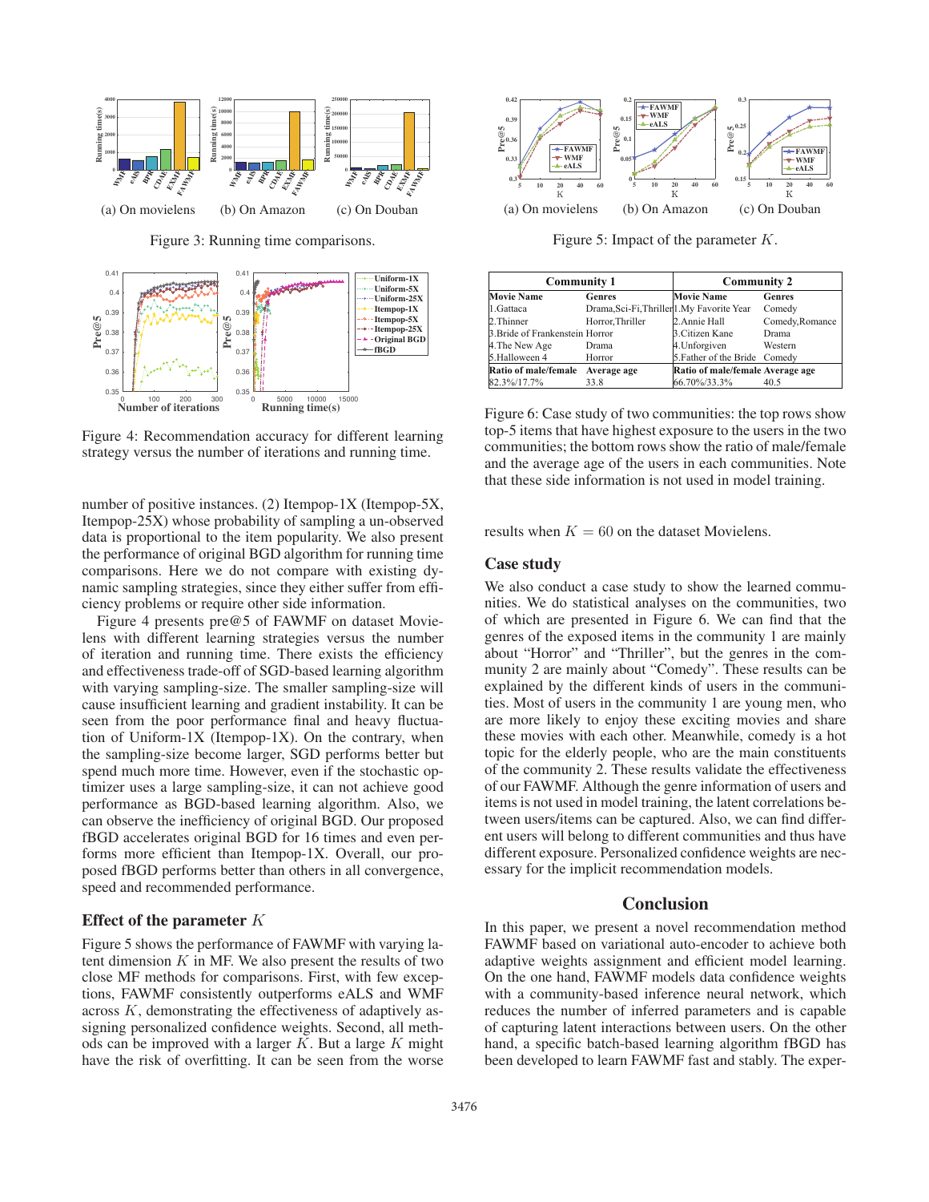(a) On movielens (b) On Amazon (c) On Douban

Figure 3: Running time comparisons.

Figure 4: Recommendation accuracy for different learning strategy versus the number of iterations and running time.

number of positive instances. (2) Itempop-1X (Itempop-5X, Itempop-25X) whose probability of sampling a un-observed data is proportional to the item popularity. We also present the performance of original BGD algorithm for running time comparisons. Here we do not compare with existing dynamic sampling strategies, since they either suffer from efficiency problems or require other side information.

Figure 4 presents pre@5 of FAWMF on dataset Movielens with different learning strategies versus the number of iteration and running time. There exists the efficiency and effectiveness trade-off of SGD-based learning algorithm with varying sampling-size. The smaller sampling-size will cause insufficient learning and gradient instability. It can be seen from the poor performance final and heavy fluctuation of Uniform-1X (Itempop-1X). On the contrary, when the sampling-size become larger, SGD performs better but spend much more time. However, even if the stochastic optimizer uses a large sampling-size, it can not achieve good performance as BGD-based learning algorithm. Also, we can observe the inefficiency of original BGD. Our proposed fBGD accelerates original BGD for 16 times and even performs more efficient than Itempop-1X. Overall, our proposed fBGD performs better than others in all convergence, speed and recommended performance.

### Effect of the parameter $K$

Figure 5 shows the performance of FAWMF with varying latent dimension $K$ in MF. We also present the results of two close MF methods for comparisons. First, with few exceptions, FAWMF consistently outperforms eALS and WMF across $K$, demonstrating the effectiveness of adaptively assigning personalized confidence weights. Second, all methods can be improved with a larger $K$. But a large $K$ might have the risk of overfitting. It can be seen from the worse results when $K = 60$ on the dataset Movielens.

(a) On movielens (b) On Amazon (c) On Douban

Figure 5: Impact of the parameter $K$.

| Community 1 | | Community 2 | |
|---|---|---|---|
| **Movie Name** | **Genres** | **Movie Name** | **Genres** |
| 1.Gattaca | Drama,Sci-Fi,Thriller | 1.My Favorite Year | Comedy |
| 2.Thinner | Horror,Thriller | 2.Annie Hall | Comedy,Romance |
| 3.Bride of Frankenstein | Horror | 3.Citizen Kane | Drama |
| 4.The New Age | Drama | 4.Unforgiven | Western |
| 5.Halloween 4 | Horror | 5.Father of the Bride | Comedy |
| **Ratio of male/female** | **Average age** | **Ratio of male/female** | **Average age** |
| 82.3%/17.7% | 33.8 | 66.70%/33.3% | 40.5 |

Figure 6: Case study of two communities: the top rows show top-5 items that have highest exposure to the users in the two communities; the bottom rows show the ratio of male/female and the average age of the users in each communities. Note that these side information is not used in model training.

### Case study

We also conduct a case study to show the learned communities. We do statistical analyses on the communities, two of which are presented in Figure 6. We can find that the genres of the exposed items in the community 1 are mainly about "Horror" and "Thriller", but the genres in the community 2 are mainly about "Comedy". These results can be explained by the different kinds of users in the communities. Most of users in the community 1 are young men, who are more likely to enjoy these exciting movies and share these movies with each other. Meanwhile, comedy is a hot topic for the elderly people, who are the main constituents of the community 2. These results validate the effectiveness of our FAWMF. Although the genre information of users and items is not used in model training, the latent correlations between users/items can be captured. Also, we can find different users will belong to different communities and thus have different exposure. Personalized confidence weights are necessary for the implicit recommendation models.

## Conclusion

In this paper, we present a novel recommendation method FAWMF based on variational auto-encoder to achieve both adaptive weights assignment and efficient model learning. On the one hand, FAWMF models data confidence weights with a community-based inference neural network, which reduces the number of inferred parameters and is capable of capturing latent interactions between users. On the other hand, a specific batch-based learning algorithm fBGD has been developed to learn FAWMF fast and stably. The exper-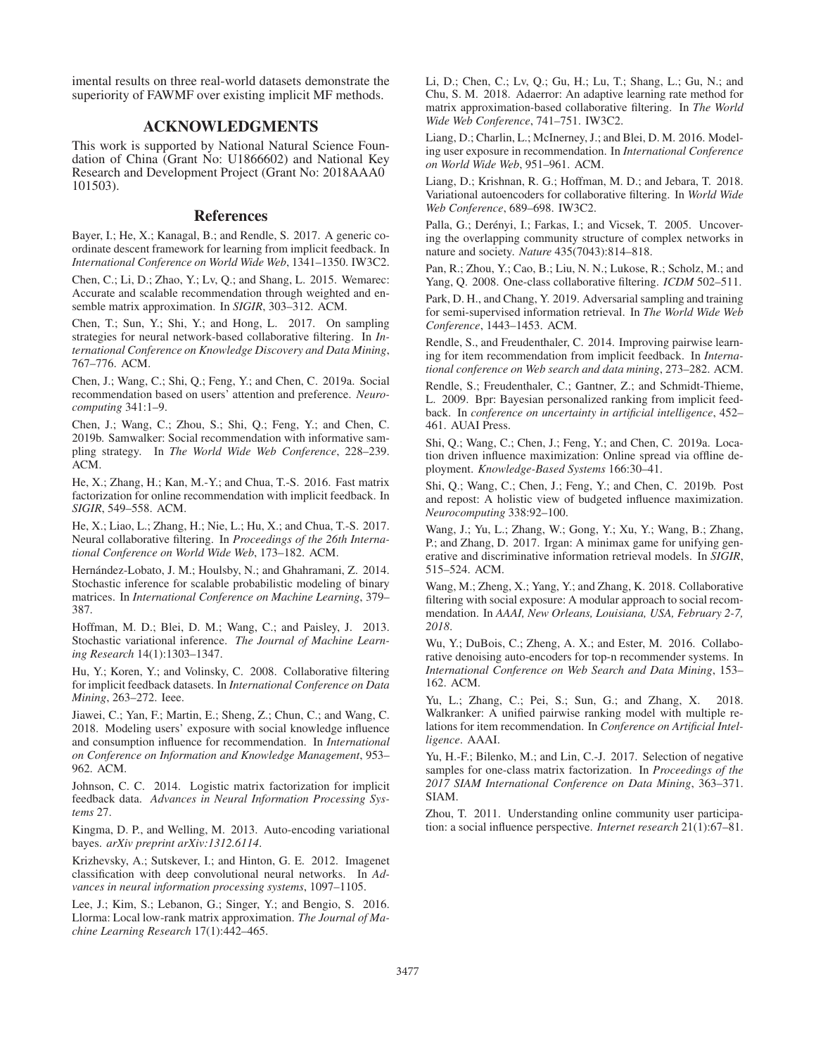imental results on three real-world datasets demonstrate the superiority of FAWMF over existing implicit MF methods.

## ACKNOWLEDGMENTS

This work is supported by National Natural Science Foundation of China (Grant No: U1866602) and National Key Research and Development Project (Grant No: 2018AAA0 101503).

## References

Bayer, I.; He, X.; Kanagal, B.; and Rendle, S. 2017. A generic coordinate descent framework for learning from implicit feedback. In *International Conference on World Wide Web*, 1341–1350. IW3C2.

Chen, C.; Li, D.; Zhao, Y.; Lv, Q.; and Shang, L. 2015. Wemarec: Accurate and scalable recommendation through weighted and ensemble matrix approximation. In *SIGIR*, 303–312. ACM.

Chen, T.; Sun, Y.; Shi, Y.; and Hong, L. 2017. On sampling strategies for neural network-based collaborative filtering. In *International Conference on Knowledge Discovery and Data Mining*, 767–776. ACM.

Chen, J.; Wang, C.; Shi, Q.; Feng, Y.; and Chen, C. 2019a. Social recommendation based on users' attention and preference. *Neurocomputing* 341:1–9.

Chen, J.; Wang, C.; Zhou, S.; Shi, Q.; Feng, Y.; and Chen, C. 2019b. Samwalker: Social recommendation with informative sampling strategy. In *The World Wide Web Conference*, 228–239. ACM.

He, X.; Zhang, H.; Kan, M.-Y.; and Chua, T.-S. 2016. Fast matrix factorization for online recommendation with implicit feedback. In *SIGIR*, 549–558. ACM.

He, X.; Liao, L.; Zhang, H.; Nie, L.; Hu, X.; and Chua, T.-S. 2017. Neural collaborative filtering. In *Proceedings of the 26th International Conference on World Wide Web*, 173–182. ACM.

Hernández-Lobato, J. M.; Houlsby, N.; and Ghahramani, Z. 2014. Stochastic inference for scalable probabilistic modeling of binary matrices. In *International Conference on Machine Learning*, 379–387.

Hoffman, M. D.; Blei, D. M.; Wang, C.; and Paisley, J. 2013. Stochastic variational inference. *The Journal of Machine Learning Research* 14(1):1303–1347.

Hu, Y.; Koren, Y.; and Volinsky, C. 2008. Collaborative filtering for implicit feedback datasets. In *International Conference on Data Mining*, 263–272. Ieee.

Jiawei, C.; Yan, F.; Martin, E.; Sheng, Z.; Chun, C.; and Wang, C. 2018. Modeling users' exposure with social knowledge influence and consumption influence for recommendation. In *International on Conference on Information and Knowledge Management*, 953–962. ACM.

Johnson, C. C. 2014. Logistic matrix factorization for implicit feedback data. *Advances in Neural Information Processing Systems* 27.

Kingma, D. P., and Welling, M. 2013. Auto-encoding variational bayes. *arXiv preprint arXiv:1312.6114*.

Krizhevsky, A.; Sutskever, I.; and Hinton, G. E. 2012. Imagenet classification with deep convolutional neural networks. In *Advances in neural information processing systems*, 1097–1105.

Lee, J.; Kim, S.; Lebanon, G.; Singer, Y.; and Bengio, S. 2016. Llorma: Local low-rank matrix approximation. *The Journal of Machine Learning Research* 17(1):442–465.

Li, D.; Chen, C.; Lv, Q.; Gu, H.; Lu, T.; Shang, L.; Gu, N.; and Chu, S. M. 2018. Adaerror: An adaptive learning rate method for matrix approximation-based collaborative filtering. In *The World Wide Web Conference*, 741–751. IW3C2.

Liang, D.; Charlin, L.; McInerney, J.; and Blei, D. M. 2016. Modeling user exposure in recommendation. In *International Conference on World Wide Web*, 951–961. ACM.

Liang, D.; Krishnan, R. G.; Hoffman, M. D.; and Jebara, T. 2018. Variational autoencoders for collaborative filtering. In *World Wide Web Conference*, 689–698. IW3C2.

Palla, G.; Derényi, I.; Farkas, I.; and Vicsek, T. 2005. Uncovering the overlapping community structure of complex networks in nature and society. *Nature* 435(7043):814–818.

Pan, R.; Zhou, Y.; Cao, B.; Liu, N. N.; Lukose, R.; Scholz, M.; and Yang, Q. 2008. One-class collaborative filtering. *ICDM* 502–511.

Park, D. H., and Chang, Y. 2019. Adversarial sampling and training for semi-supervised information retrieval. In *The World Wide Web Conference*, 1443–1453. ACM.

Rendle, S., and Freudenthaler, C. 2014. Improving pairwise learning for item recommendation from implicit feedback. In *International conference on Web search and data mining*, 273–282. ACM.

Rendle, S.; Freudenthaler, C.; Gantner, Z.; and Schmidt-Thieme, L. 2009. Bpr: Bayesian personalized ranking from implicit feedback. In *conference on uncertainty in artificial intelligence*, 452–461. AUAI Press.

Shi, Q.; Wang, C.; Chen, J.; Feng, Y.; and Chen, C. 2019a. Location driven influence maximization: Online spread via offline deployment. *Knowledge-Based Systems* 166:30–41.

Shi, Q.; Wang, C.; Chen, J.; Feng, Y.; and Chen, C. 2019b. Post and repost: A holistic view of budgeted influence maximization. *Neurocomputing* 338:92–100.

Wang, J.; Yu, L.; Zhang, W.; Gong, Y.; Xu, Y.; Wang, B.; Zhang, P.; and Zhang, D. 2017. Irgan: A minimax game for unifying generative and discriminative information retrieval models. In *SIGIR*, 515–524. ACM.

Wang, M.; Zheng, X.; Yang, Y.; and Zhang, K. 2018. Collaborative filtering with social exposure: A modular approach to social recommendation. In *AAAI, New Orleans, Louisiana, USA, February 2-7, 2018*.

Wu, Y.; DuBois, C.; Zheng, A. X.; and Ester, M. 2016. Collaborative denoising auto-encoders for top-n recommender systems. In *International Conference on Web Search and Data Mining*, 153–162. ACM.

Yu, L.; Zhang, C.; Pei, S.; Sun, G.; and Zhang, X. 2018. Walkranker: A unified pairwise ranking model with multiple relations for item recommendation. In *Conference on Artificial Intelligence*. AAAI.

Yu, H.-F.; Bilenko, M.; and Lin, C.-J. 2017. Selection of negative samples for one-class matrix factorization. In *Proceedings of the 2017 SIAM International Conference on Data Mining*, 363–371. SIAM.

Zhou, T. 2011. Understanding online community user participation: a social influence perspective. *Internet research* 21(1):67–81.